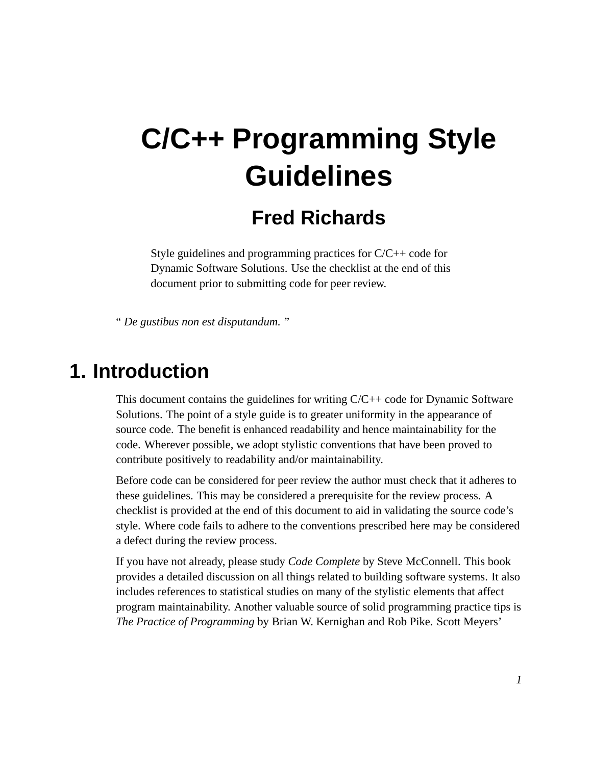# C/C++ Programming Style Guidelines

## Fred Richards

Style guidelines and programming practices for C/C++ code for Dynamic Software Solutions. Use the checklist at the end of this document prior to submitting code for peer review.

" *De gustibus non est disputandum.* "

## 1. Introduction

This document contains the guidelines for writing C/C++ code for Dynamic Software Solutions. The point of a style guide is to greater uniformity in the appearance of source code. The benefit is enhanced readability and hence maintainability for the code. Wherever possible, we adopt stylistic conventions that have been proved to contribute positively to readability and/or maintainability.

Before code can be considered for peer review the author must check that it adheres to these guidelines. This may be considered a prerequisite for the review process. A checklist is provided at the end of this document to aid in validating the source code's style. Where code fails to adhere to the conventions prescribed here may be considered a defect during the review process.

If you have not already, please study *Code Complete* by Steve McConnell. This book provides a detailed discussion on all things related to building software systems. It also includes references to statistical studies on many of the stylistic elements that affect program maintainability. Another valuable source of solid programming practice tips is *The Practice of Programming* by Brian W. Kernighan and Rob Pike. Scott Meyers'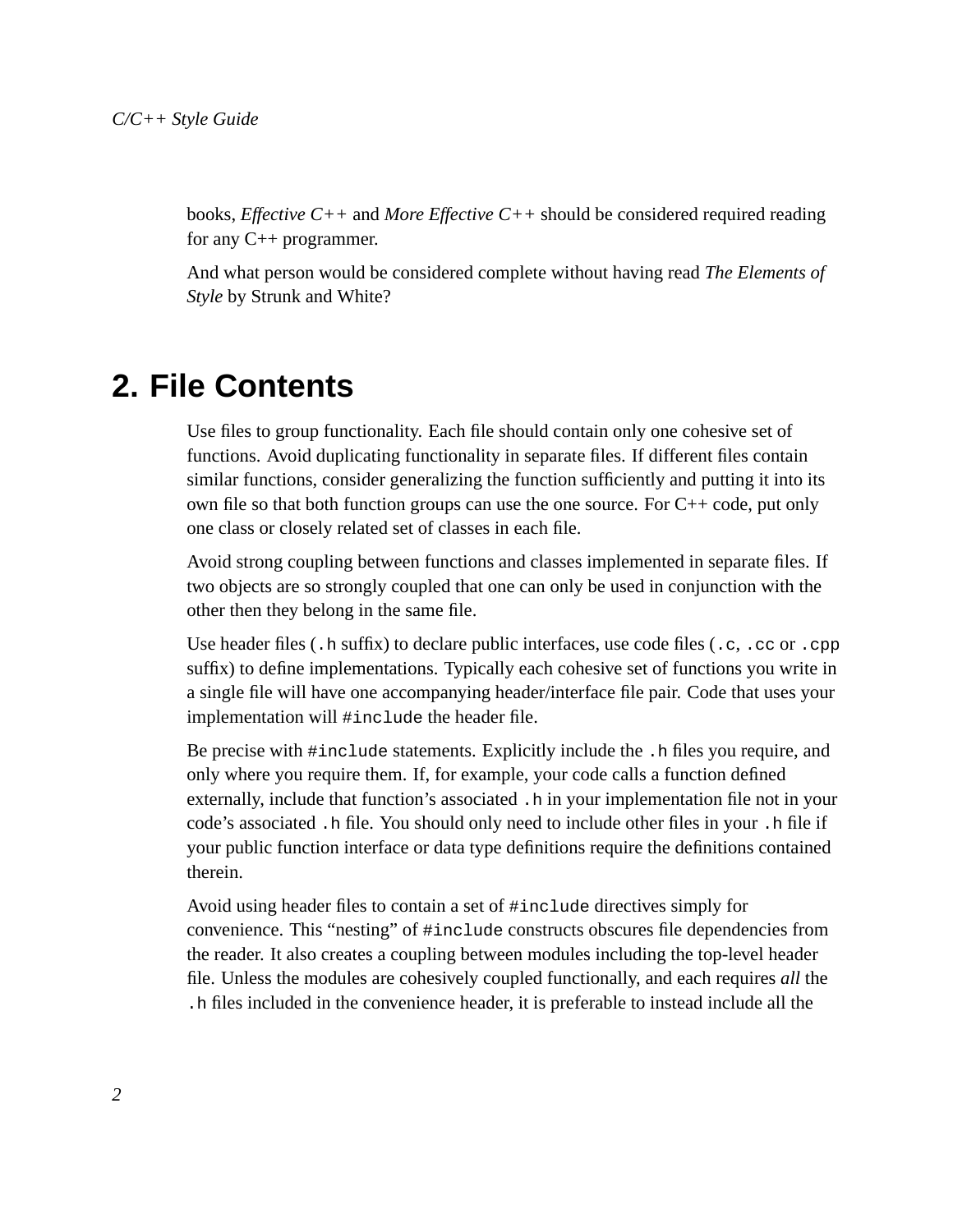books, *Effective C++* and *More Effective C++* should be considered required reading for any C++ programmer.

And what person would be considered complete without having read *The Elements of Style* by Strunk and White?

# 2. File Contents

Use files to group functionality. Each file should contain only one cohesive set of functions. Avoid duplicating functionality in separate files. If different files contain similar functions, consider generalizing the function sufficiently and putting it into its own file so that both function groups can use the one source. For C++ code, put only one class or closely related set of classes in each file.

Avoid strong coupling between functions and classes implemented in separate files. If two objects are so strongly coupled that one can only be used in conjunction with the other then they belong in the same file.

Use header files (`.h` suffix) to declare public interfaces, use code files (`.c`, `.cc` or `.cpp` suffix) to define implementations. Typically each cohesive set of functions you write in a single file will have one accompanying header/interface file pair. Code that uses your implementation will `#include` the header file.

Be precise with `#include` statements. Explicitly include the `.h` files you require, and only where you require them. If, for example, your code calls a function defined externally, include that function's associated `.h` in your implementation file not in your code's associated `.h` file. You should only need to include other files in your `.h` file if your public function interface or data type definitions require the definitions contained therein.

Avoid using header files to contain a set of `#include` directives simply for convenience. This "nesting" of `#include` constructs obscures file dependencies from the reader. It also creates a coupling between modules including the top-level header file. Unless the modules are cohesively coupled functionally, and each requires *all* the `.h` files included in the convenience header, it is preferable to instead include all the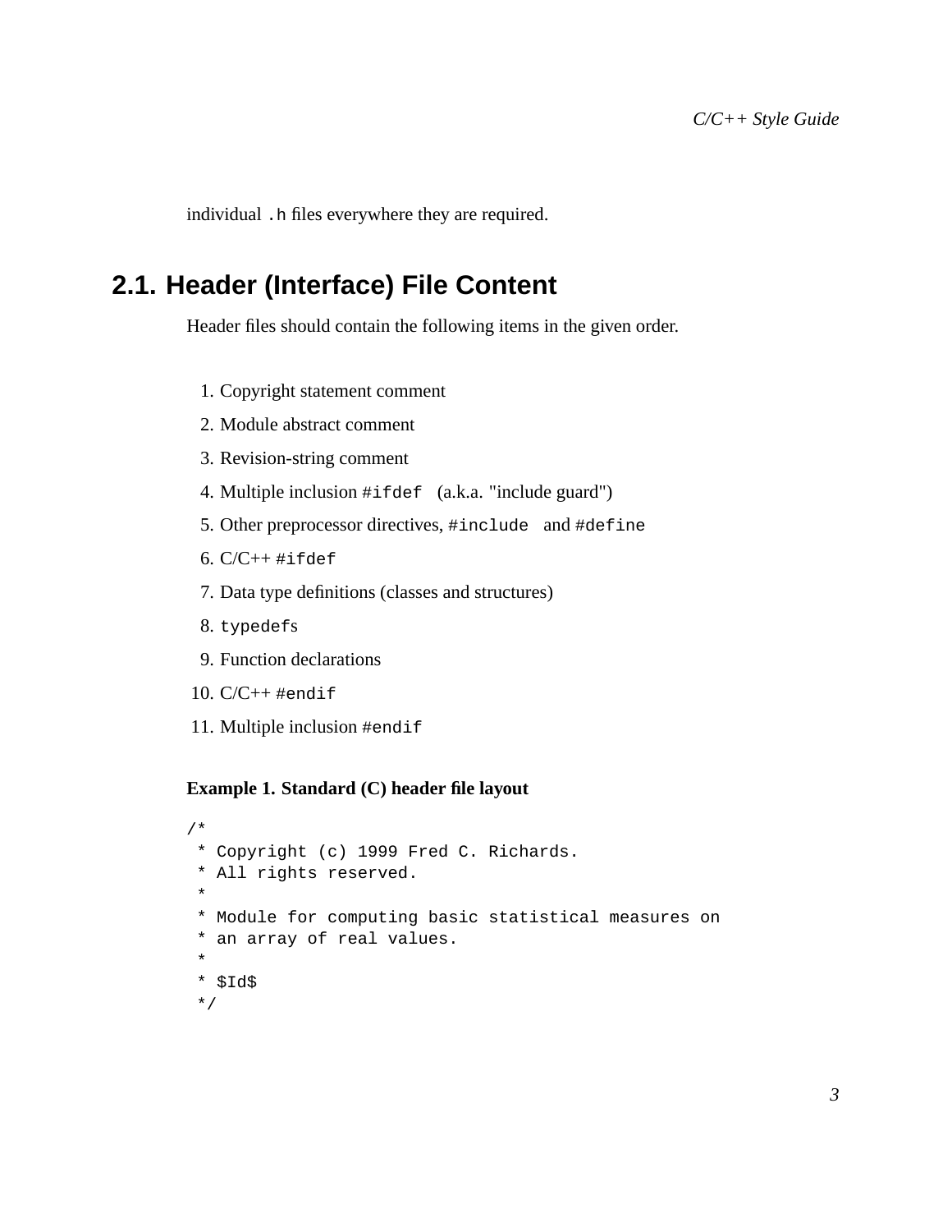individual `.h` files everywhere they are required.

## 2.1. Header (Interface) File Content

Header files should contain the following items in the given order.

1. Copyright statement comment
2. Module abstract comment
3. Revision-string comment
4. Multiple inclusion `#ifdef` (a.k.a. "include guard")
5. Other preprocessor directives, `#include` and `#define`
6. C/C++ `#ifdef`
7. Data type definitions (classes and structures)
8. `typedefs`
9. Function declarations
10. C/C++ `#endif`
11. Multiple inclusion `#endif`

**Example 1. Standard (C) header file layout**

```
/*
 * Copyright (c) 1999 Fred C. Richards.
 * All rights reserved.
 *
 * Module for computing basic statistical measures on
 * an array of real values.
 *
 * $Id$
 */
```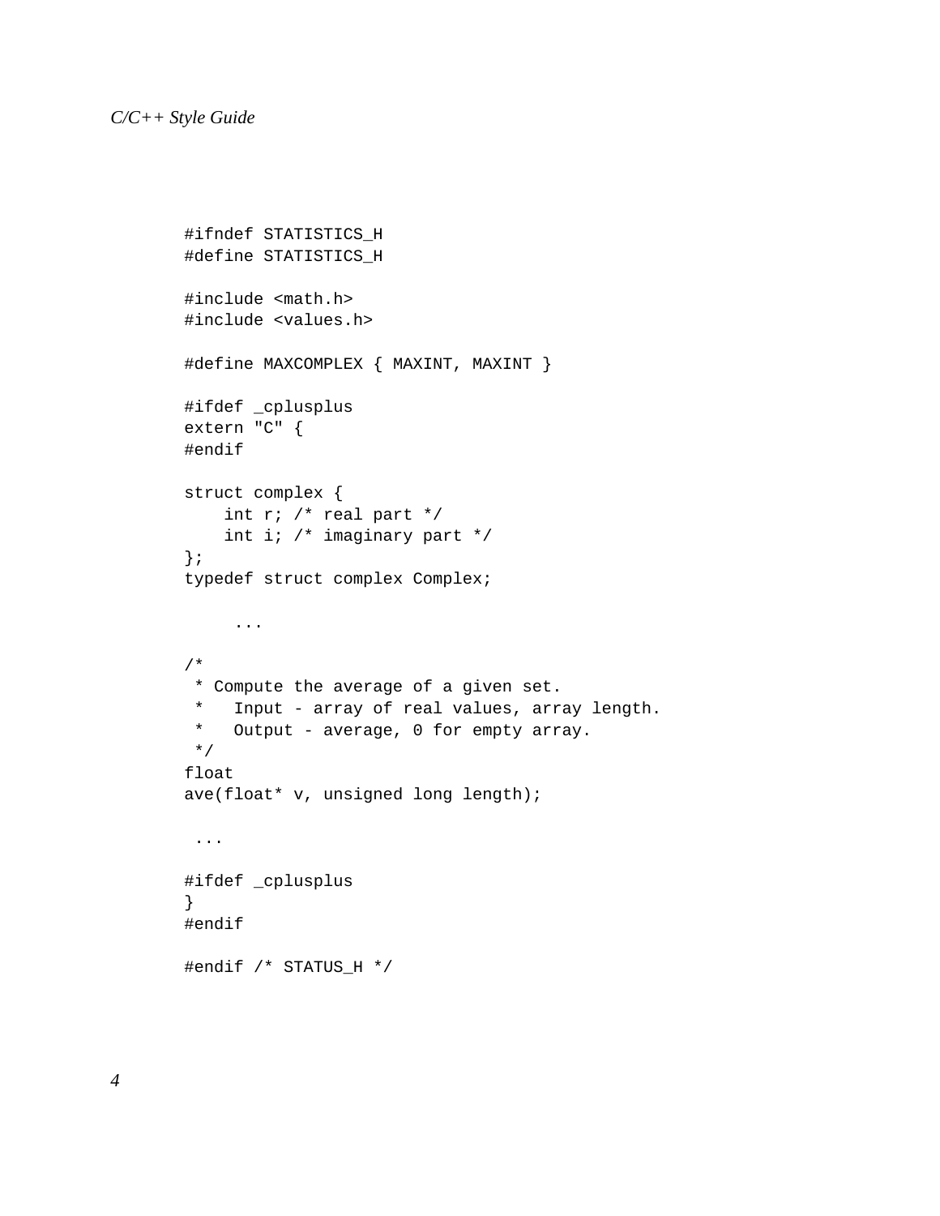```
#ifndef STATISTICS_H
#define STATISTICS_H

#include <math.h>
#include <values.h>

#define MAXCOMPLEX { MAXINT, MAXINT }

#ifdef _cplusplus
extern "C" {
#endif

struct complex {
    int r; /* real part */
    int i; /* imaginary part */
};
typedef struct complex Complex;

     ...

/*
 * Compute the average of a given set.
 *   Input - array of real values, array length.
 *   Output - average, 0 for empty array.
 */
float
ave(float* v, unsigned long length);

 ...

#ifdef _cplusplus
}
#endif

#endif /* STATUS_H */
```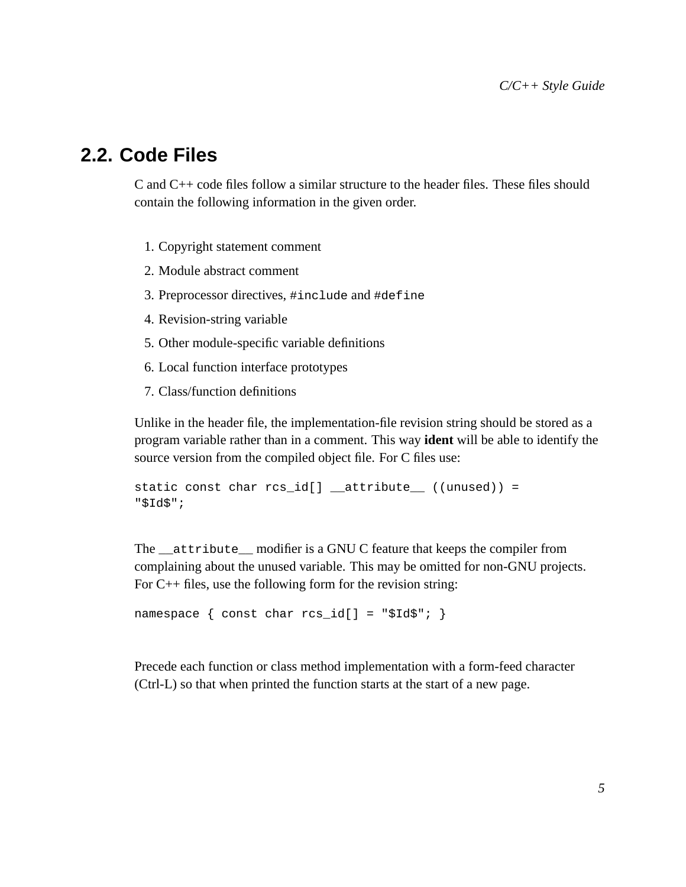## 2.2. Code Files

C and C++ code files follow a similar structure to the header files. These files should contain the following information in the given order.

1. Copyright statement comment
2. Module abstract comment
3. Preprocessor directives, `#include` and `#define`
4. Revision-string variable
5. Other module-specific variable definitions
6. Local function interface prototypes
7. Class/function definitions

Unlike in the header file, the implementation-file revision string should be stored as a program variable rather than in a comment. This way **ident** will be able to identify the source version from the compiled object file. For C files use:

```
static const char rcs_id[] __attribute__ ((unused)) =
"$Id$";
```

The `__attribute__` modifier is a GNU C feature that keeps the compiler from complaining about the unused variable. This may be omitted for non-GNU projects. For C++ files, use the following form for the revision string:

```
namespace { const char rcs_id[] = "$Id$"; }
```

Precede each function or class method implementation with a form-feed character (Ctrl-L) so that when printed the function starts at the start of a new page.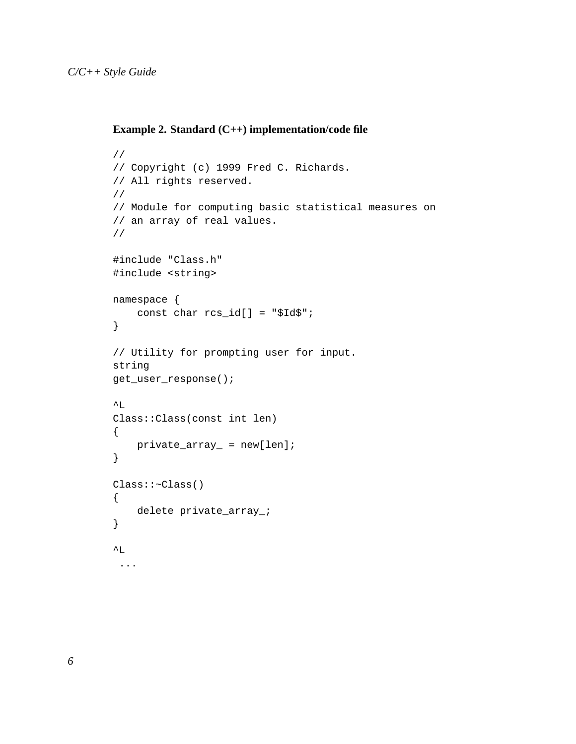**Example 2. Standard (C++) implementation/code file**

```
//
// Copyright (c) 1999 Fred C. Richards.
// All rights reserved.
//
// Module for computing basic statistical measures on
// an array of real values.
//

#include "Class.h"
#include <string>

namespace {
    const char rcs_id[] = "$Id$";
}

// Utility for prompting user for input.
string
get_user_response();

^L
Class::Class(const int len)
{
    private_array_ = new[len];
}

Class::~Class()
{
    delete private_array_;
}

^L
 ...
```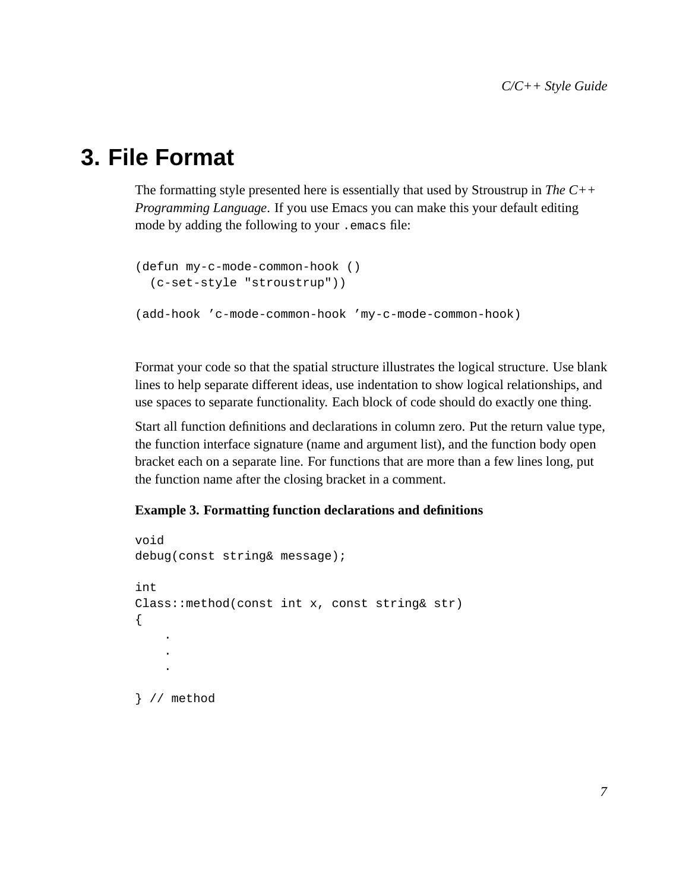# 3. File Format

The formatting style presented here is essentially that used by Stroustrup in *The C++ Programming Language*. If you use Emacs you can make this your default editing mode by adding the following to your `.emacs` file:

```
(defun my-c-mode-common-hook ()
  (c-set-style "stroustrup"))

(add-hook 'c-mode-common-hook 'my-c-mode-common-hook)
```

Format your code so that the spatial structure illustrates the logical structure. Use blank lines to help separate different ideas, use indentation to show logical relationships, and use spaces to separate functionality. Each block of code should do exactly one thing.

Start all function definitions and declarations in column zero. Put the return value type, the function interface signature (name and argument list), and the function body open bracket each on a separate line. For functions that are more than a few lines long, put the function name after the closing bracket in a comment.

**Example 3. Formatting function declarations and definitions**

```
void
debug(const string& message);

int
Class::method(const int x, const string& str)
{
    .
    .
    .

} // method
```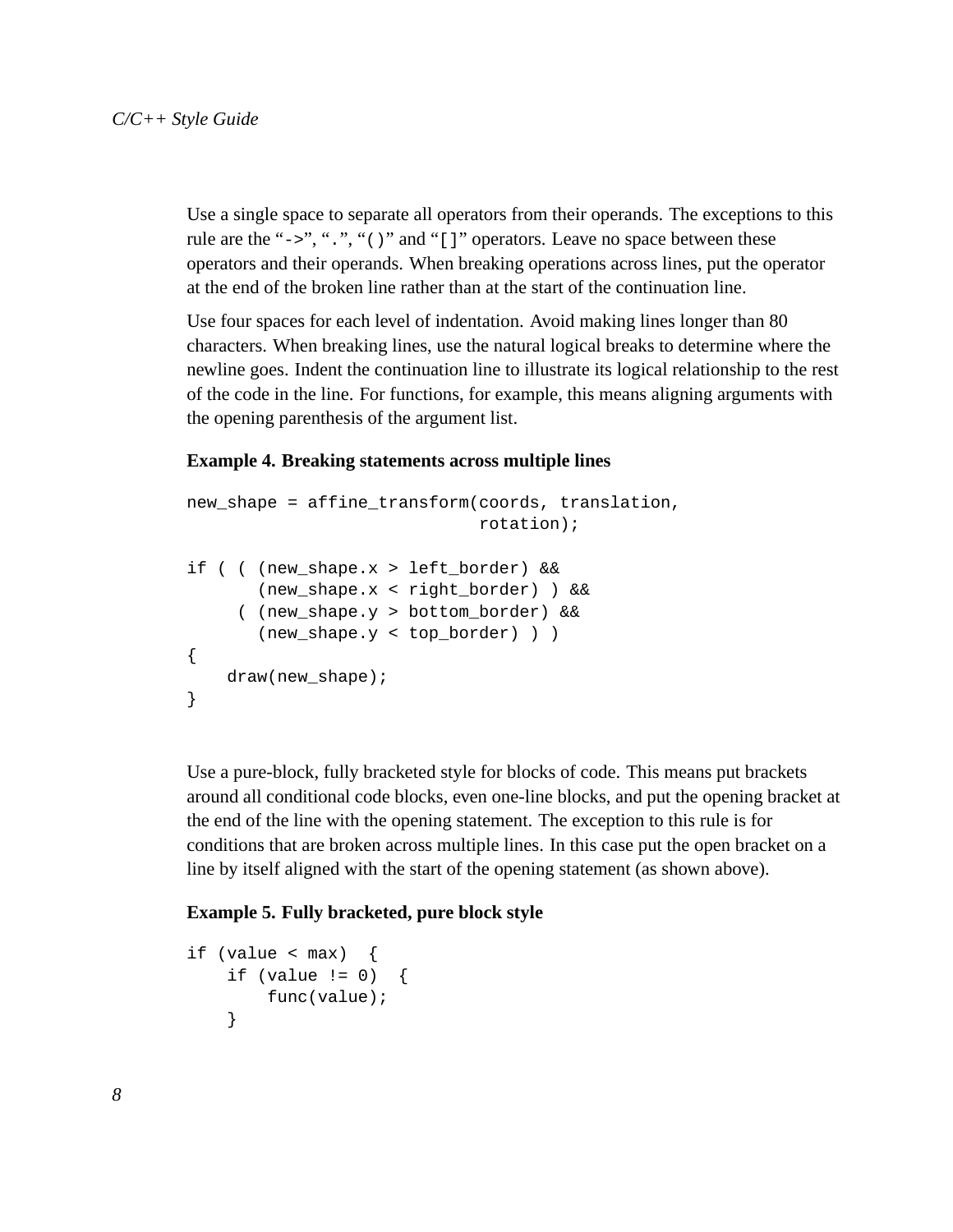Use a single space to separate all operators from their operands. The exceptions to this rule are the "`->`", "`.`", "`()`" and "`[]`" operators. Leave no space between these operators and their operands. When breaking operations across lines, put the operator at the end of the broken line rather than at the start of the continuation line.

Use four spaces for each level of indentation. Avoid making lines longer than 80 characters. When breaking lines, use the natural logical breaks to determine where the newline goes. Indent the continuation line to illustrate its logical relationship to the rest of the code in the line. For functions, for example, this means aligning arguments with the opening parenthesis of the argument list.

**Example 4. Breaking statements across multiple lines**

```
new_shape = affine_transform(coords, translation,
                             rotation);

if ( ( (new_shape.x > left_border) &&
       (new_shape.x < right_border) ) &&
     ( (new_shape.y > bottom_border) &&
       (new_shape.y < top_border) ) )
{
    draw(new_shape);
}
```

Use a pure-block, fully bracketed style for blocks of code. This means put brackets around all conditional code blocks, even one-line blocks, and put the opening bracket at the end of the line with the opening statement. The exception to this rule is for conditions that are broken across multiple lines. In this case put the open bracket on a line by itself aligned with the start of the opening statement (as shown above).

**Example 5. Fully bracketed, pure block style**

```
if (value < max)  {
    if (value != 0)  {
        func(value);
    }
```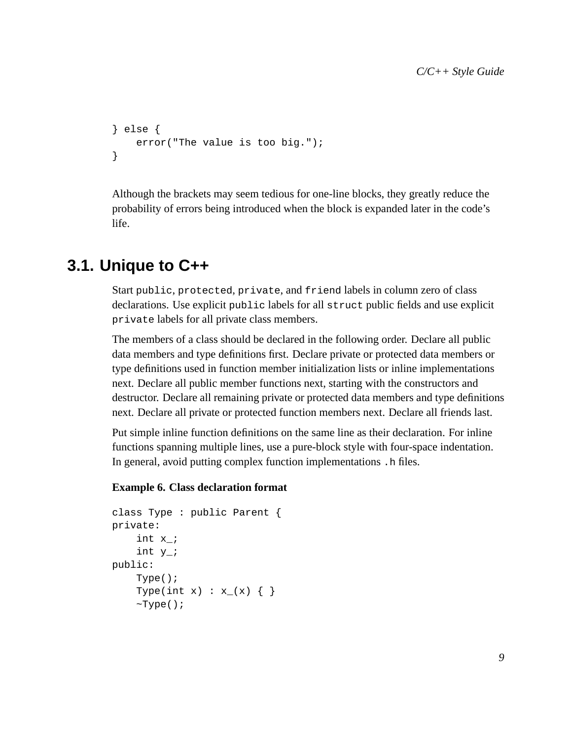```
} else {
    error("The value is too big.");
}
```

Although the brackets may seem tedious for one-line blocks, they greatly reduce the probability of errors being introduced when the block is expanded later in the code's life.

## 3.1. Unique to C++

Start `public`, `protected`, `private`, and `friend` labels in column zero of class declarations. Use explicit `public` labels for all `struct` public fields and use explicit `private` labels for all private class members.

The members of a class should be declared in the following order. Declare all public data members and type definitions first. Declare private or protected data members or type definitions used in function member initialization lists or inline implementations next. Declare all public member functions next, starting with the constructors and destructor. Declare all remaining private or protected data members and type definitions next. Declare all private or protected function members next. Declare all friends last.

Put simple inline function definitions on the same line as their declaration. For inline functions spanning multiple lines, use a pure-block style with four-space indentation. In general, avoid putting complex function implementations `.h` files.

**Example 6. Class declaration format**

```
class Type : public Parent {
private:
    int x_;
    int y_;
public:
    Type();
    Type(int x) : x_(x) { }
    ~Type();
```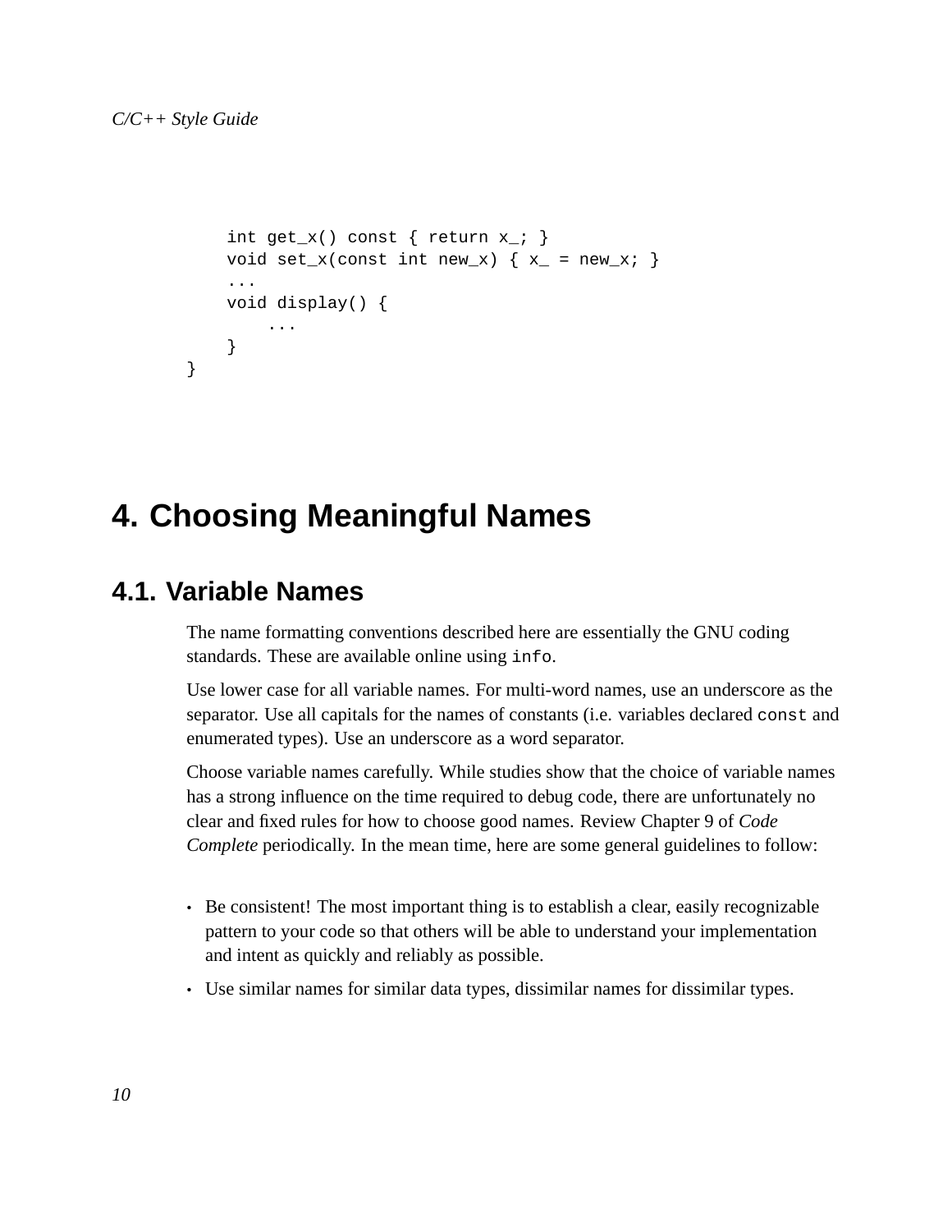```
    int get_x() const { return x_; }
    void set_x(const int new_x) { x_ = new_x; }
    ...
    void display() {
        ...
    }
}
```

# 4. Choosing Meaningful Names

## 4.1. Variable Names

The name formatting conventions described here are essentially the GNU coding standards. These are available online using `info`.

Use lower case for all variable names. For multi-word names, use an underscore as the separator. Use all capitals for the names of constants (i.e. variables declared `const` and enumerated types). Use an underscore as a word separator.

Choose variable names carefully. While studies show that the choice of variable names has a strong influence on the time required to debug code, there are unfortunately no clear and fixed rules for how to choose good names. Review Chapter 9 of *Code Complete* periodically. In the mean time, here are some general guidelines to follow:

- Be consistent! The most important thing is to establish a clear, easily recognizable pattern to your code so that others will be able to understand your implementation and intent as quickly and reliably as possible.
- Use similar names for similar data types, dissimilar names for dissimilar types.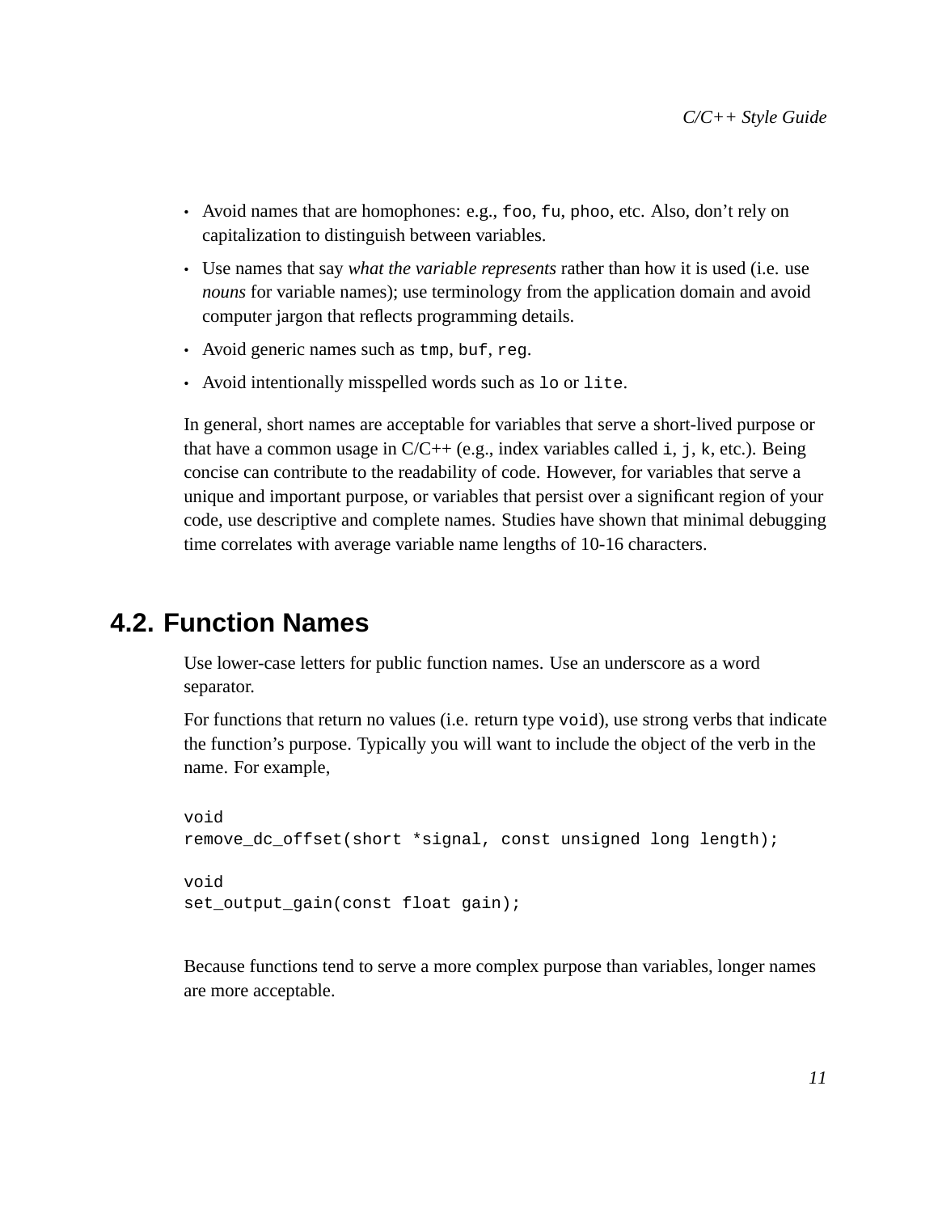- Avoid names that are homophones: e.g., `foo`, `fu`, `phoo`, etc. Also, don’t rely on capitalization to distinguish between variables.
- Use names that say *what the variable represents* rather than how it is used (i.e. use *nouns* for variable names); use terminology from the application domain and avoid computer jargon that reflects programming details.
- Avoid generic names such as `tmp`, `buf`, `reg`.
- Avoid intentionally misspelled words such as `lo` or `lite`.

In general, short names are acceptable for variables that serve a short-lived purpose or that have a common usage in C/C++ (e.g., index variables called `i`, `j`, `k`, etc.). Being concise can contribute to the readability of code. However, for variables that serve a unique and important purpose, or variables that persist over a significant region of your code, use descriptive and complete names. Studies have shown that minimal debugging time correlates with average variable name lengths of 10-16 characters.

## 4.2. Function Names

Use lower-case letters for public function names. Use an underscore as a word separator.

For functions that return no values (i.e. return type `void`), use strong verbs that indicate the function’s purpose. Typically you will want to include the object of the verb in the name. For example,

```
void
remove_dc_offset(short *signal, const unsigned long length);

void
set_output_gain(const float gain);
```

Because functions tend to serve a more complex purpose than variables, longer names are more acceptable.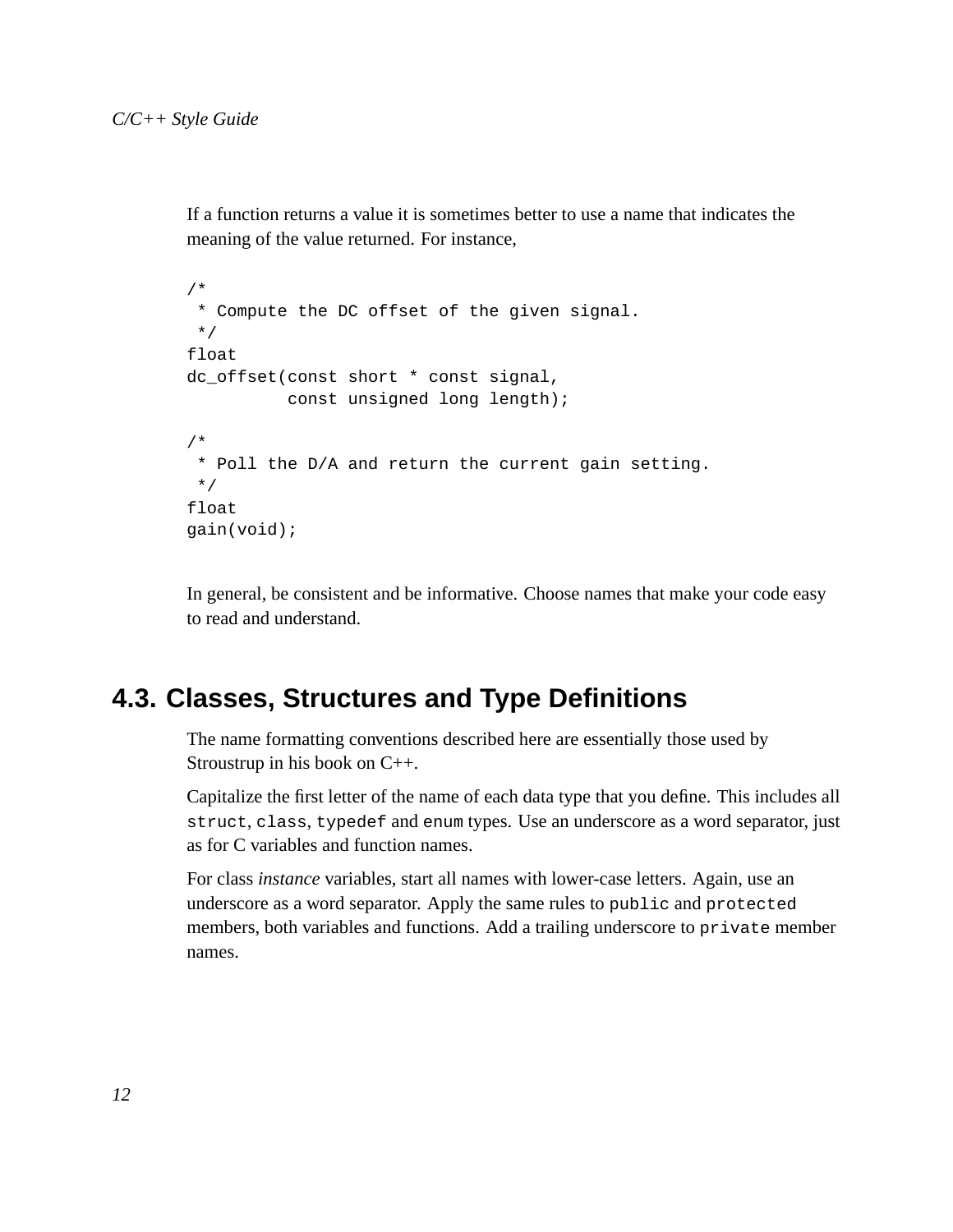If a function returns a value it is sometimes better to use a name that indicates the meaning of the value returned. For instance,

```
/*
 * Compute the DC offset of the given signal.
 */
float
dc_offset(const short * const signal,
          const unsigned long length);

/*
 * Poll the D/A and return the current gain setting.
 */
float
gain(void);
```

In general, be consistent and be informative. Choose names that make your code easy to read and understand.

## 4.3. Classes, Structures and Type Definitions

The name formatting conventions described here are essentially those used by Stroustrup in his book on C++.

Capitalize the first letter of the name of each data type that you define. This includes all `struct`, `class`, `typedef` and `enum` types. Use an underscore as a word separator, just as for C variables and function names.

For class *instance* variables, start all names with lower-case letters. Again, use an underscore as a word separator. Apply the same rules to `public` and `protected` members, both variables and functions. Add a trailing underscore to `private` member names.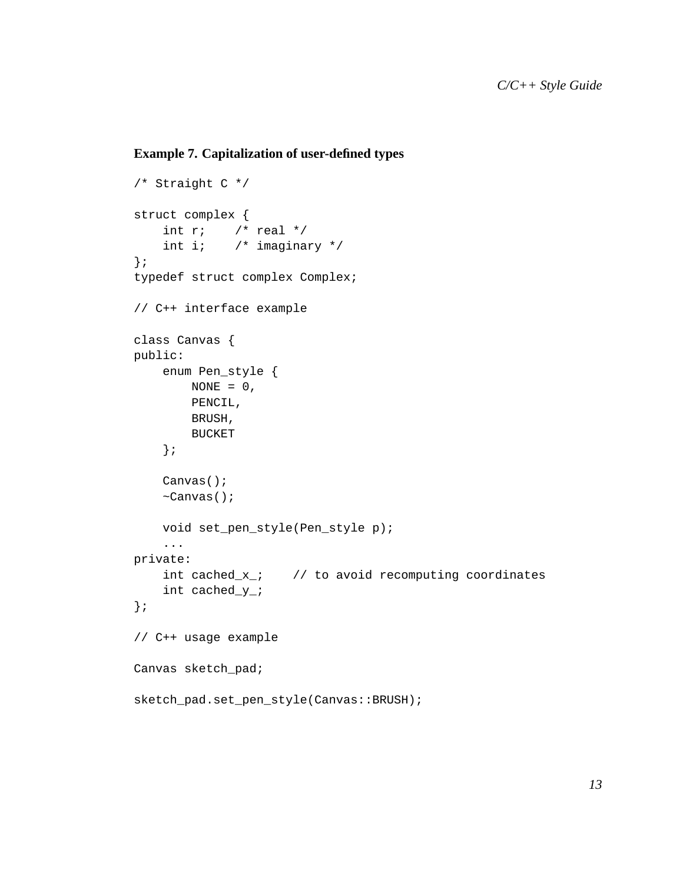**Example 7. Capitalization of user-defined types**

```
/* Straight C */

struct complex {
    int r;    /* real */
    int i;    /* imaginary */
};
typedef struct complex Complex;

// C++ interface example

class Canvas {
public:
    enum Pen_style {
        NONE = 0,
        PENCIL,
        BRUSH,
        BUCKET
    };

    Canvas();
    ~Canvas();

    void set_pen_style(Pen_style p);
    ...
private:
    int cached_x_;    // to avoid recomputing coordinates
    int cached_y_;
};

// C++ usage example

Canvas sketch_pad;

sketch_pad.set_pen_style(Canvas::BRUSH);
```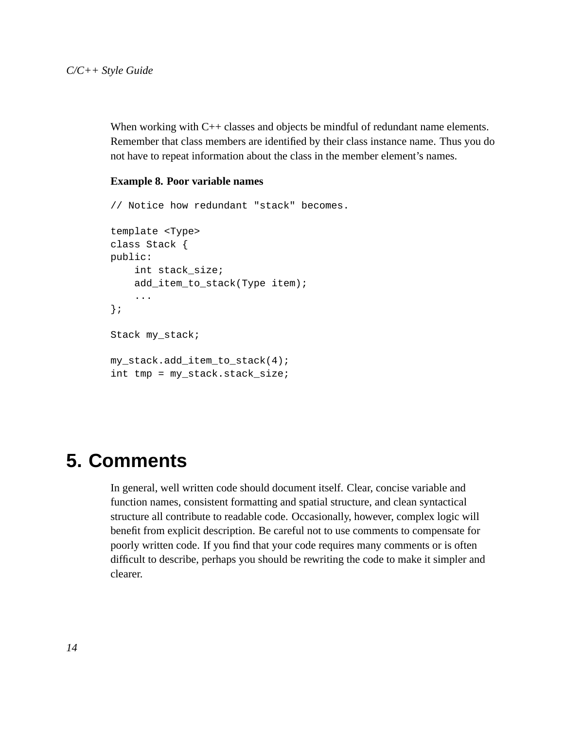When working with C++ classes and objects be mindful of redundant name elements. Remember that class members are identified by their class instance name. Thus you do not have to repeat information about the class in the member element's names.

**Example 8. Poor variable names**

```
// Notice how redundant "stack" becomes.

template <Type>
class Stack {
public:
    int stack_size;
    add_item_to_stack(Type item);
    ...
};

Stack my_stack;

my_stack.add_item_to_stack(4);
int tmp = my_stack.stack_size;
```

# 5. Comments

In general, well written code should document itself. Clear, concise variable and function names, consistent formatting and spatial structure, and clean syntactical structure all contribute to readable code. Occasionally, however, complex logic will benefit from explicit description. Be careful not to use comments to compensate for poorly written code. If you find that your code requires many comments or is often difficult to describe, perhaps you should be rewriting the code to make it simpler and clearer.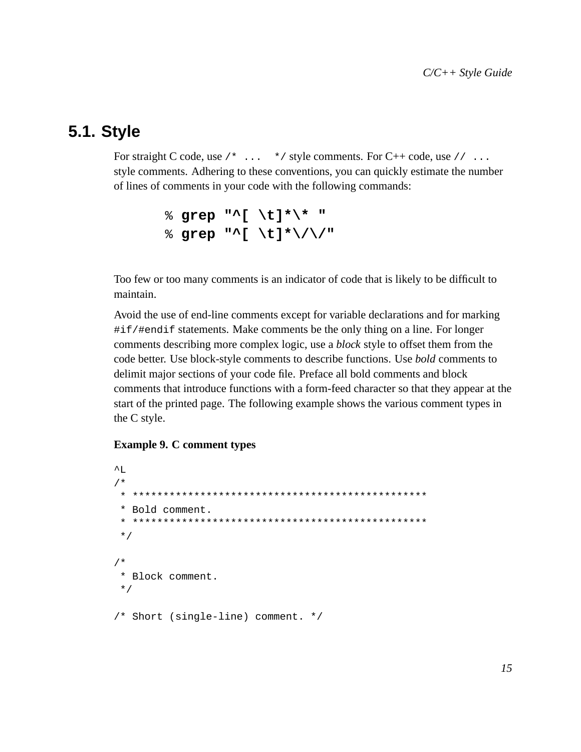## 5.1. Style

For straight C code, use `/* ... */` style comments. For C++ code, use `// ...` style comments. Adhering to these conventions, you can quickly estimate the number of lines of comments in your code with the following commands:

```
% grep "^[ \t]*\* "
% grep "^[ \t]*\/\/"
```

Too few or too many comments is an indicator of code that is likely to be difficult to maintain.

Avoid the use of end-line comments except for variable declarations and for marking `#if`/`#endif` statements. Make comments be the only thing on a line. For longer comments describing more complex logic, use a *block* style to offset them from the code better. Use block-style comments to describe functions. Use *bold* comments to delimit major sections of your code file. Preface all bold comments and block comments that introduce functions with a form-feed character so that they appear at the start of the printed page. The following example shows the various comment types in the C style.

**Example 9. C comment types**

```
^L
/*
 * ************************************************
 * Bold comment.
 * ************************************************
 */

/*
 * Block comment.
 */

/* Short (single-line) comment. */
```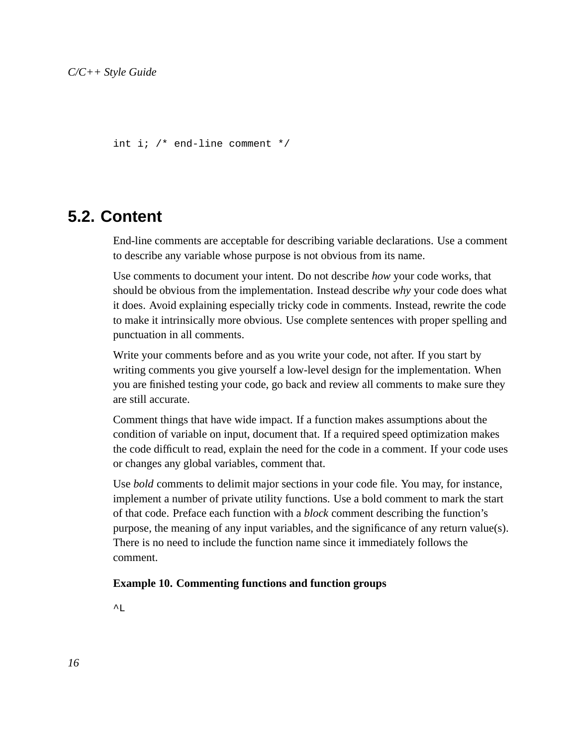```
int i; /* end-line comment */
```

## 5.2. Content

End-line comments are acceptable for describing variable declarations. Use a comment to describe any variable whose purpose is not obvious from its name.

Use comments to document your intent. Do not describe *how* your code works, that should be obvious from the implementation. Instead describe *why* your code does what it does. Avoid explaining especially tricky code in comments. Instead, rewrite the code to make it intrinsically more obvious. Use complete sentences with proper spelling and punctuation in all comments.

Write your comments before and as you write your code, not after. If you start by writing comments you give yourself a low-level design for the implementation. When you are finished testing your code, go back and review all comments to make sure they are still accurate.

Comment things that have wide impact. If a function makes assumptions about the condition of variable on input, document that. If a required speed optimization makes the code difficult to read, explain the need for the code in a comment. If your code uses or changes any global variables, comment that.

Use *bold* comments to delimit major sections in your code file. You may, for instance, implement a number of private utility functions. Use a bold comment to mark the start of that code. Preface each function with a *block* comment describing the function's purpose, the meaning of any input variables, and the significance of any return value(s). There is no need to include the function name since it immediately follows the comment.

**Example 10. Commenting functions and function groups**

```
^L
```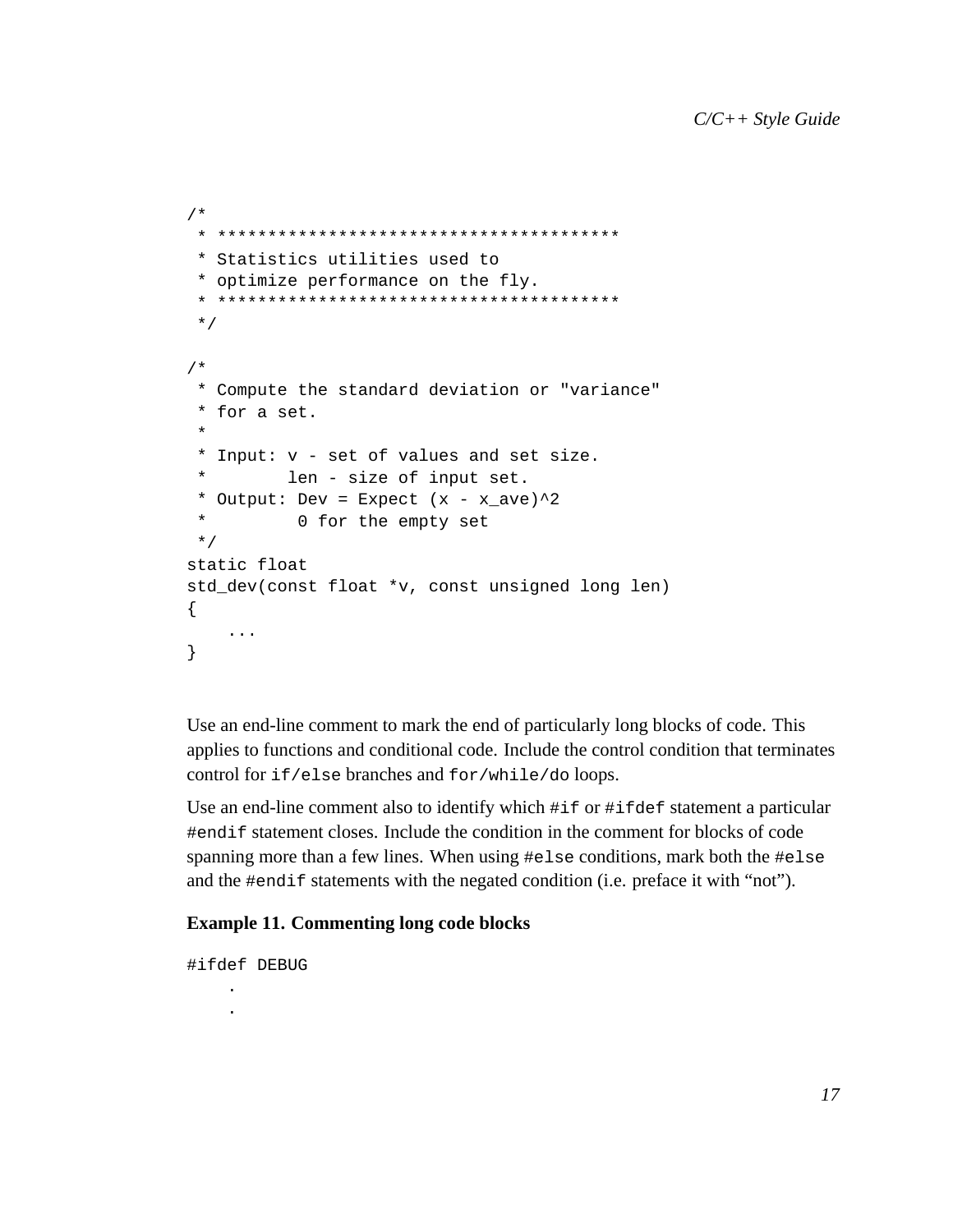```
/*
 * ****************************************
 * Statistics utilities used to
 * optimize performance on the fly.
 * ****************************************
 */

/*
 * Compute the standard deviation or "variance"
 * for a set.
 *
 * Input: v - set of values and set size.
 *        len - size of input set.
 * Output: Dev = Expect (x - x_ave)^2
 *         0 for the empty set
 */
static float
std_dev(const float *v, const unsigned long len)
{
    ...
}
```

Use an end-line comment to mark the end of particularly long blocks of code. This applies to functions and conditional code. Include the control condition that terminates control for `if/else` branches and `for/while/do` loops.

Use an end-line comment also to identify which `#if` or `#ifdef` statement a particular `#endif` statement closes. Include the condition in the comment for blocks of code spanning more than a few lines. When using `#else` conditions, mark both the `#else` and the `#endif` statements with the negated condition (i.e. preface it with “not”).

**Example 11. Commenting long code blocks**

```
#ifdef DEBUG
    .
    .
```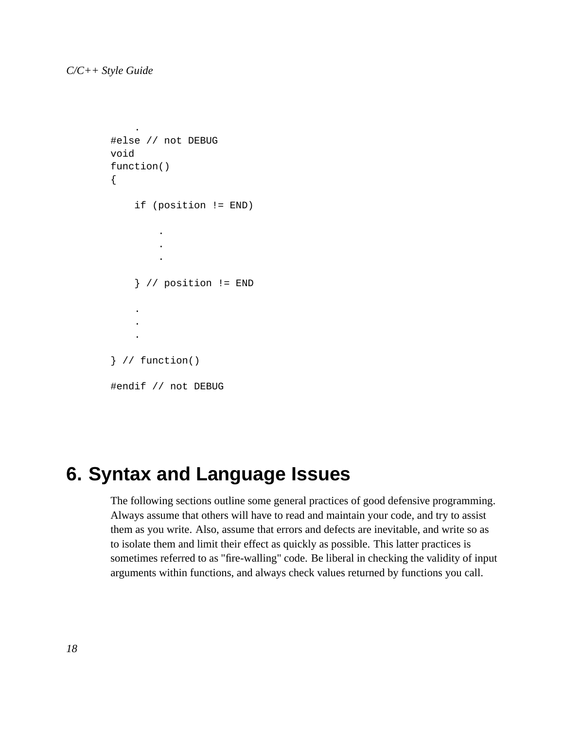```
    .
#else // not DEBUG
void
function()
{

    if (position != END)

        .
        .
        .

    } // position != END

    .
    .
    .

} // function()

#endif // not DEBUG
```

# 6. Syntax and Language Issues

The following sections outline some general practices of good defensive programming. Always assume that others will have to read and maintain your code, and try to assist them as you write. Also, assume that errors and defects are inevitable, and write so as to isolate them and limit their effect as quickly as possible. This latter practices is sometimes referred to as "fire-walling" code. Be liberal in checking the validity of input arguments within functions, and always check values returned by functions you call.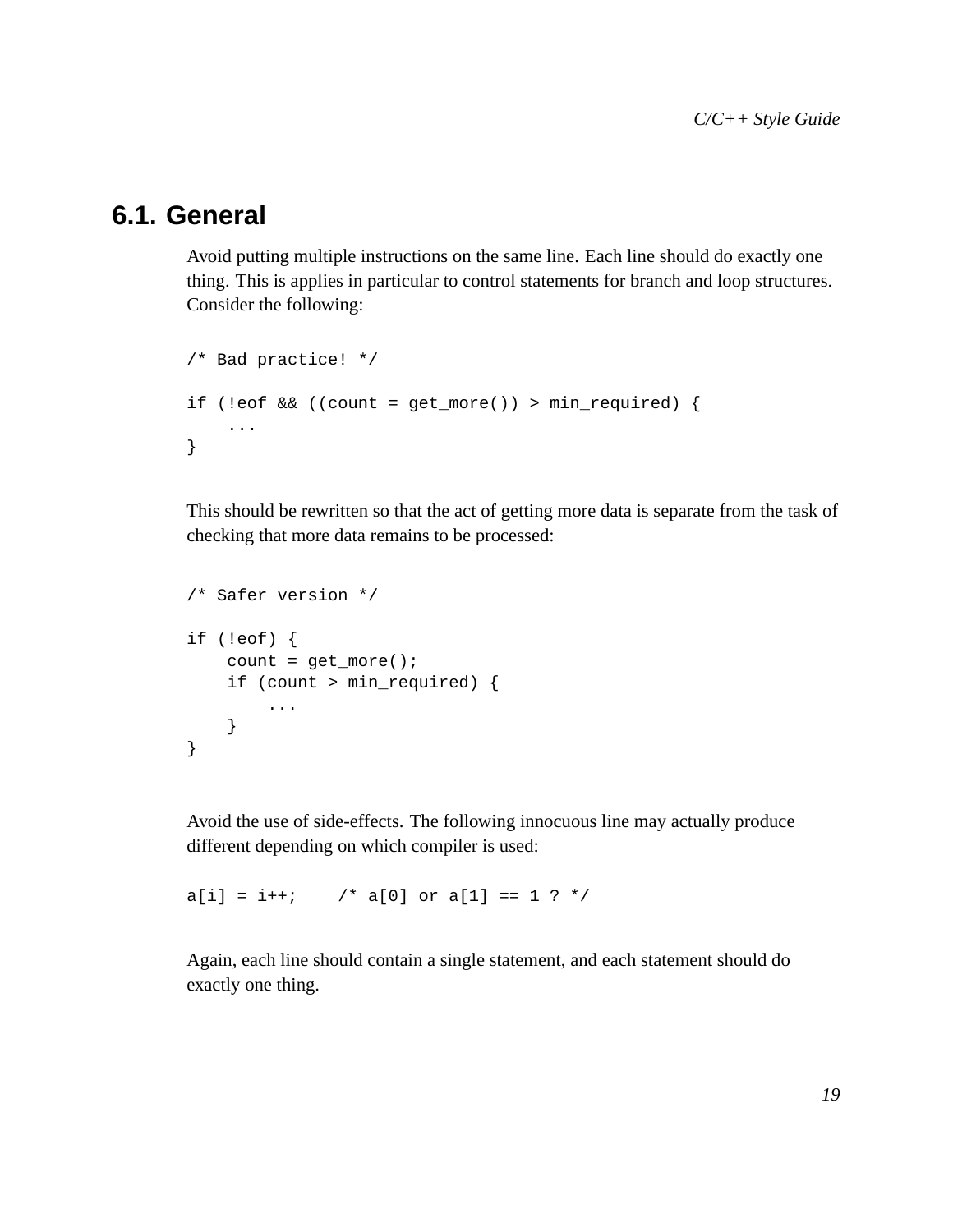## 6.1. General

Avoid putting multiple instructions on the same line. Each line should do exactly one thing. This is applies in particular to control statements for branch and loop structures. Consider the following:

```
/* Bad practice! */

if (!eof && ((count = get_more()) > min_required) {
    ...
}
```

This should be rewritten so that the act of getting more data is separate from the task of checking that more data remains to be processed:

```
/* Safer version */

if (!eof) {
    count = get_more();
    if (count > min_required) {
        ...
    }
}
```

Avoid the use of side-effects. The following innocuous line may actually produce different depending on which compiler is used:

```
a[i] = i++;    /* a[0] or a[1] == 1 ? */
```

Again, each line should contain a single statement, and each statement should do exactly one thing.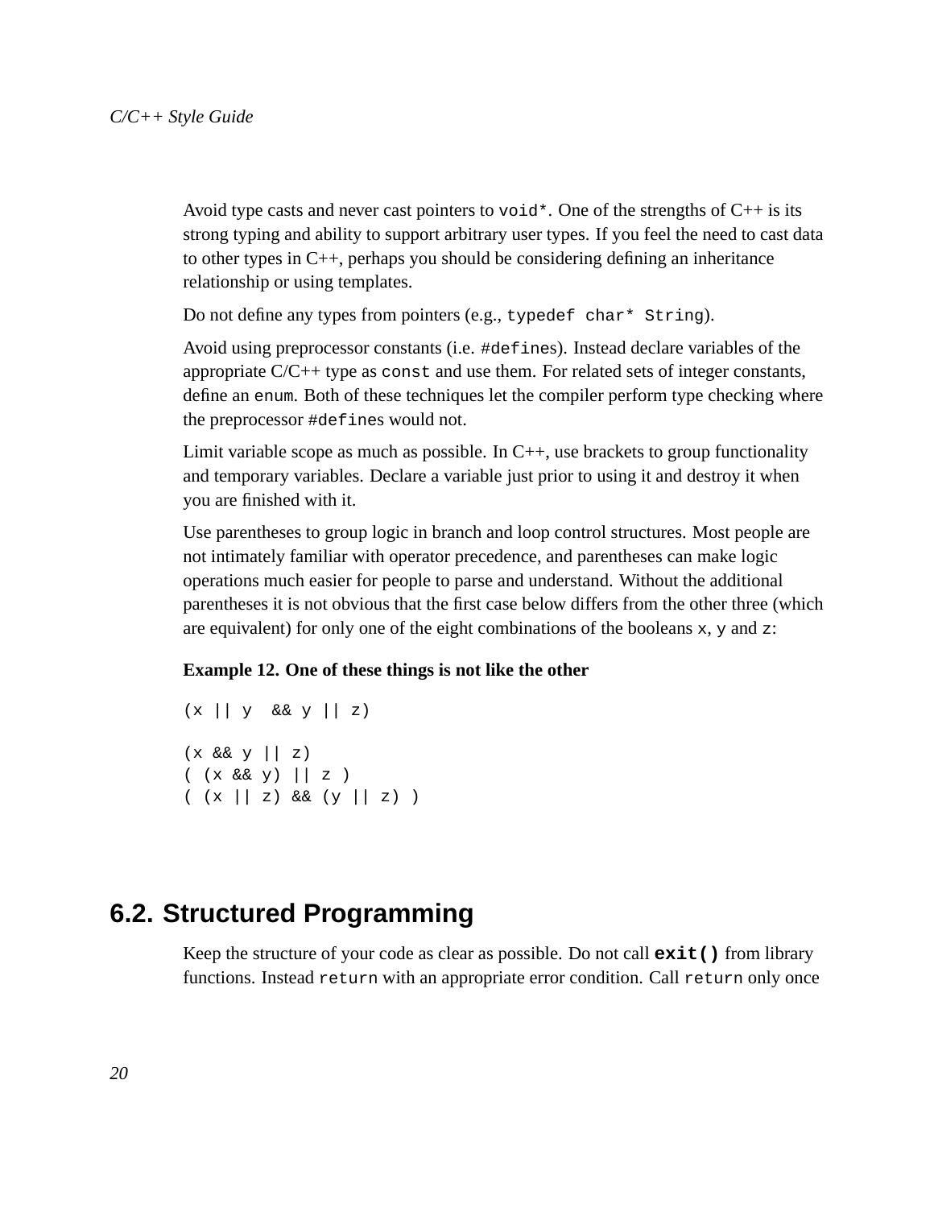Avoid type casts and never cast pointers to `void*`. One of the strengths of C++ is its strong typing and ability to support arbitrary user types. If you feel the need to cast data to other types in C++, perhaps you should be considering defining an inheritance relationship or using templates.

Do not define any types from pointers (e.g., `typedef char* String`).

Avoid using preprocessor constants (i.e. `#define`s). Instead declare variables of the appropriate C/C++ type as `const` and use them. For related sets of integer constants, define an `enum`. Both of these techniques let the compiler perform type checking where the preprocessor `#define`s would not.

Limit variable scope as much as possible. In C++, use brackets to group functionality and temporary variables. Declare a variable just prior to using it and destroy it when you are finished with it.

Use parentheses to group logic in branch and loop control structures. Most people are not intimately familiar with operator precedence, and parentheses can make logic operations much easier for people to parse and understand. Without the additional parentheses it is not obvious that the first case below differs from the other three (which are equivalent) for only one of the eight combinations of the booleans `x`, `y` and `z`:

**Example 12. One of these things is not like the other**

```
(x || y  && y || z)

(x && y || z)
( (x && y) || z )
( (x || z) && (y || z) )
```

## 6.2. Structured Programming

Keep the structure of your code as clear as possible. Do not call **`exit()`** from library functions. Instead `return` with an appropriate error condition. Call `return` only once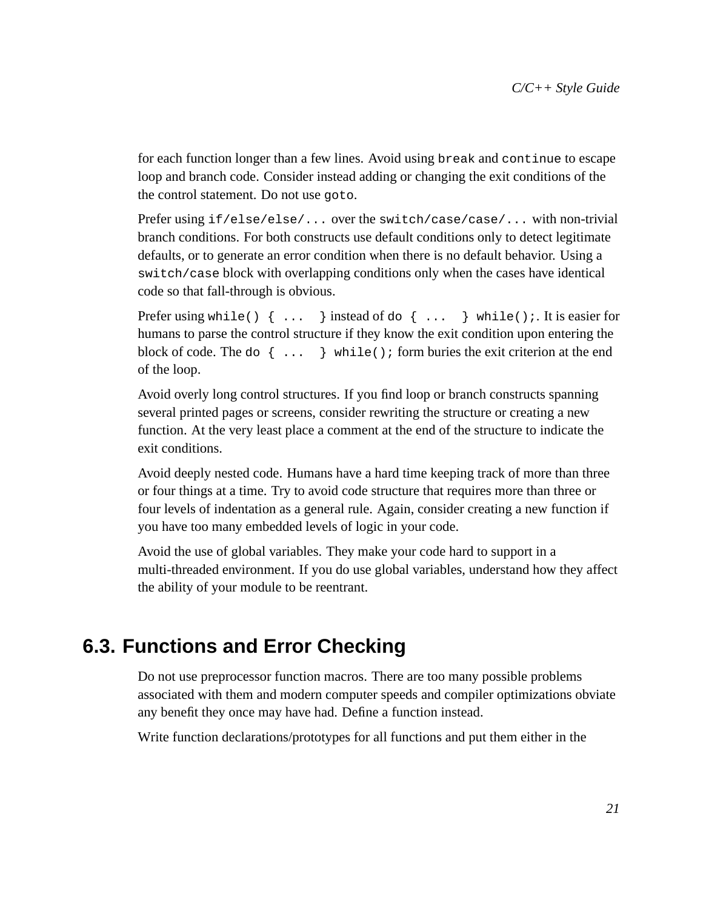for each function longer than a few lines. Avoid using `break` and `continue` to escape loop and branch code. Consider instead adding or changing the exit conditions of the the control statement. Do not use `goto`.

Prefer using `if/else/else/...` over the `switch/case/case/...` with non-trivial branch conditions. For both constructs use default conditions only to detect legitimate defaults, or to generate an error condition when there is no default behavior. Using a `switch/case` block with overlapping conditions only when the cases have identical code so that fall-through is obvious.

Prefer using `while() { ... }` instead of `do { ... } while();`. It is easier for humans to parse the control structure if they know the exit condition upon entering the block of code. The `do { ... } while();` form buries the exit criterion at the end of the loop.

Avoid overly long control structures. If you find loop or branch constructs spanning several printed pages or screens, consider rewriting the structure or creating a new function. At the very least place a comment at the end of the structure to indicate the exit conditions.

Avoid deeply nested code. Humans have a hard time keeping track of more than three or four things at a time. Try to avoid code structure that requires more than three or four levels of indentation as a general rule. Again, consider creating a new function if you have too many embedded levels of logic in your code.

Avoid the use of global variables. They make your code hard to support in a multi-threaded environment. If you do use global variables, understand how they affect the ability of your module to be reentrant.

## 6.3. Functions and Error Checking

Do not use preprocessor function macros. There are too many possible problems associated with them and modern computer speeds and compiler optimizations obviate any benefit they once may have had. Define a function instead.

Write function declarations/prototypes for all functions and put them either in the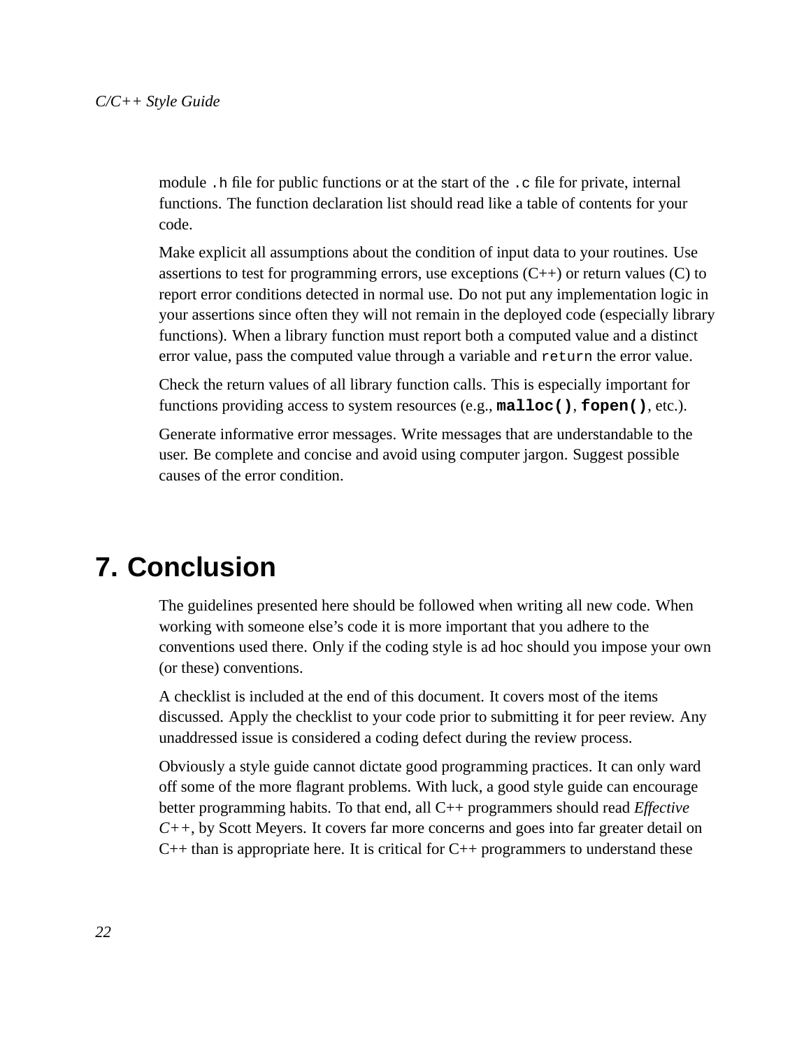module `.h` file for public functions or at the start of the `.c` file for private, internal functions. The function declaration list should read like a table of contents for your code.

Make explicit all assumptions about the condition of input data to your routines. Use assertions to test for programming errors, use exceptions (C++) or return values (C) to report error conditions detected in normal use. Do not put any implementation logic in your assertions since often they will not remain in the deployed code (especially library functions). When a library function must report both a computed value and a distinct error value, pass the computed value through a variable and `return` the error value.

Check the return values of all library function calls. This is especially important for functions providing access to system resources (e.g., **`malloc()`**, **`fopen()`**, etc.).

Generate informative error messages. Write messages that are understandable to the user. Be complete and concise and avoid using computer jargon. Suggest possible causes of the error condition.

# 7. Conclusion

The guidelines presented here should be followed when writing all new code. When working with someone else's code it is more important that you adhere to the conventions used there. Only if the coding style is ad hoc should you impose your own (or these) conventions.

A checklist is included at the end of this document. It covers most of the items discussed. Apply the checklist to your code prior to submitting it for peer review. Any unaddressed issue is considered a coding defect during the review process.

Obviously a style guide cannot dictate good programming practices. It can only ward off some of the more flagrant problems. With luck, a good style guide can encourage better programming habits. To that end, all C++ programmers should read *Effective C++*, by Scott Meyers. It covers far more concerns and goes into far greater detail on C++ than is appropriate here. It is critical for C++ programmers to understand these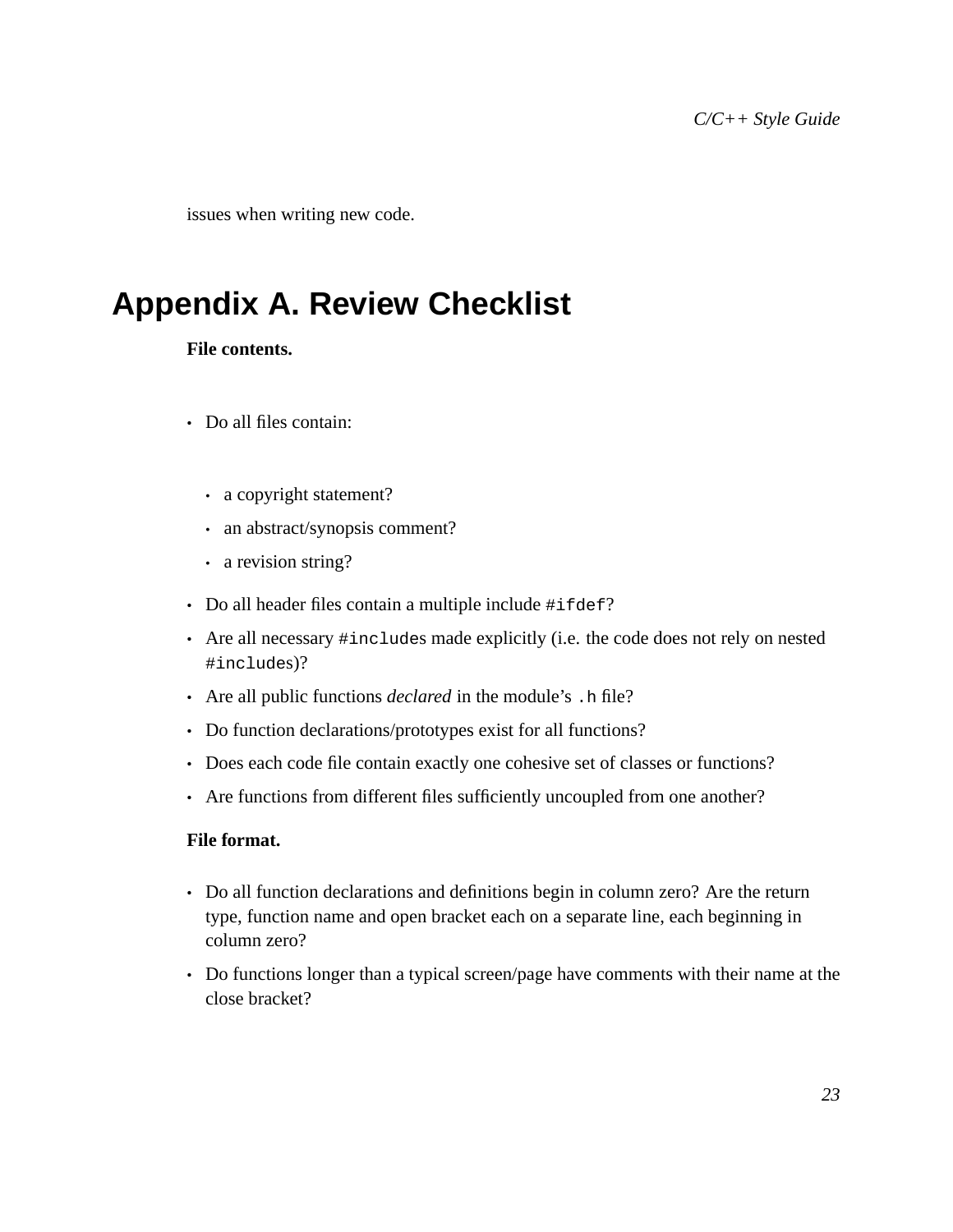issues when writing new code.

# Appendix A. Review Checklist

**File contents.**

- Do all files contain:
  - a copyright statement?
  - an abstract/synopsis comment?
  - a revision string?
- Do all header files contain a multiple include `#ifdef`?
- Are all necessary `#include`s made explicitly (i.e. the code does not rely on nested `#include`s)?
- Are all public functions *declared* in the module's `.h` file?
- Do function declarations/prototypes exist for all functions?
- Does each code file contain exactly one cohesive set of classes or functions?
- Are functions from different files sufficiently uncoupled from one another?

**File format.**

- Do all function declarations and definitions begin in column zero? Are the return type, function name and open bracket each on a separate line, each beginning in column zero?
- Do functions longer than a typical screen/page have comments with their name at the close bracket?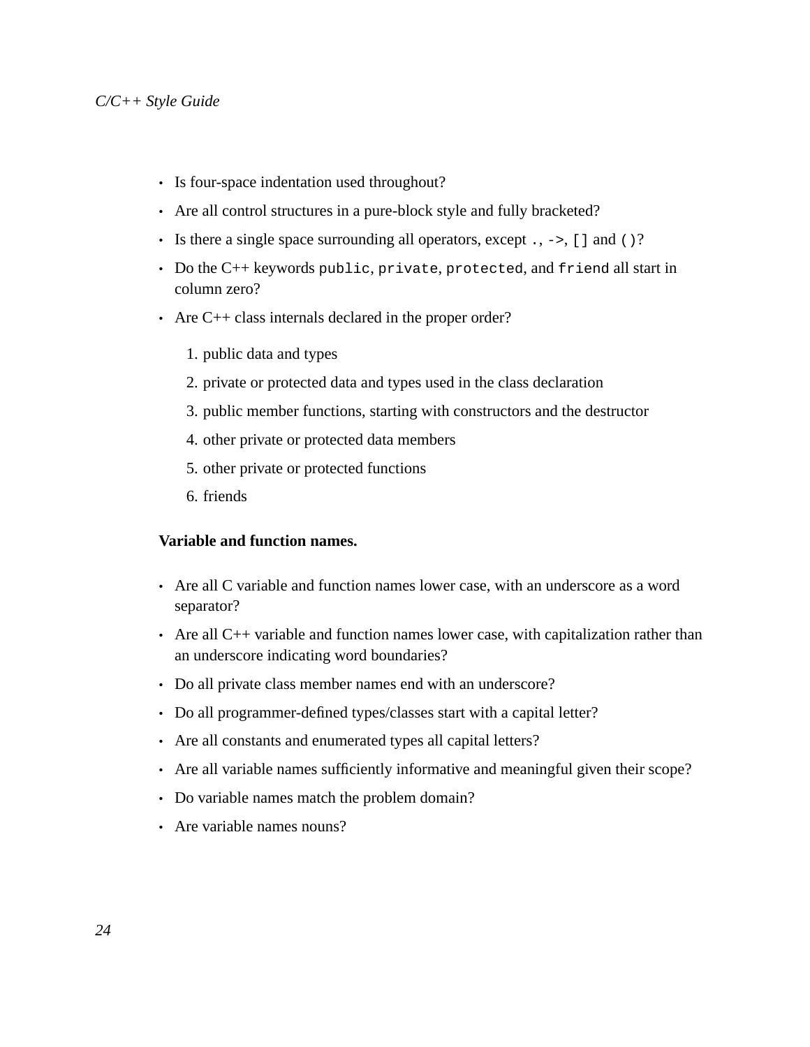- Is four-space indentation used throughout?
- Are all control structures in a pure-block style and fully bracketed?
- Is there a single space surrounding all operators, except `.`, `->`, `[]` and `()`?
- Do the C++ keywords `public`, `private`, `protected`, and `friend` all start in column zero?
- Are C++ class internals declared in the proper order?

    1. public data and types
    2. private or protected data and types used in the class declaration
    3. public member functions, starting with constructors and the destructor
    4. other private or protected data members
    5. other private or protected functions
    6. friends

**Variable and function names.**

- Are all C variable and function names lower case, with an underscore as a word separator?
- Are all C++ variable and function names lower case, with capitalization rather than an underscore indicating word boundaries?
- Do all private class member names end with an underscore?
- Do all programmer-defined types/classes start with a capital letter?
- Are all constants and enumerated types all capital letters?
- Are all variable names sufficiently informative and meaningful given their scope?
- Do variable names match the problem domain?
- Are variable names nouns?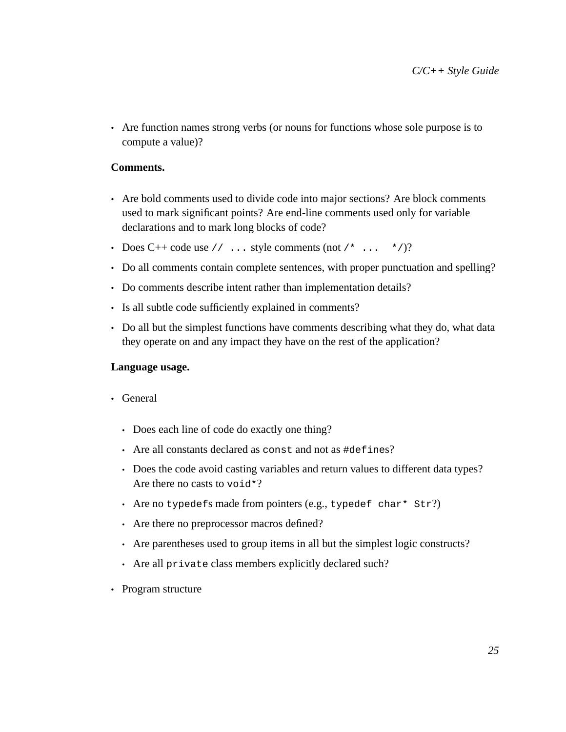- Are function names strong verbs (or nouns for functions whose sole purpose is to compute a value)?

**Comments.**

- Are bold comments used to divide code into major sections? Are block comments used to mark significant points? Are end-line comments used only for variable declarations and to mark long blocks of code?
- Does C++ code use `// ...` style comments (not `/* ... */`)?
- Do all comments contain complete sentences, with proper punctuation and spelling?
- Do comments describe intent rather than implementation details?
- Is all subtle code sufficiently explained in comments?
- Do all but the simplest functions have comments describing what they do, what data they operate on and any impact they have on the rest of the application?

**Language usage.**

- General
  - Does each line of code do exactly one thing?
  - Are all constants declared as `const` and not as `#define`s?
  - Does the code avoid casting variables and return values to different data types? Are there no casts to `void*`?
  - Are no `typedef`s made from pointers (e.g., `typedef char* Str`?)
  - Are there no preprocessor macros defined?
  - Are parentheses used to group items in all but the simplest logic constructs?
  - Are all `private` class members explicitly declared such?
- Program structure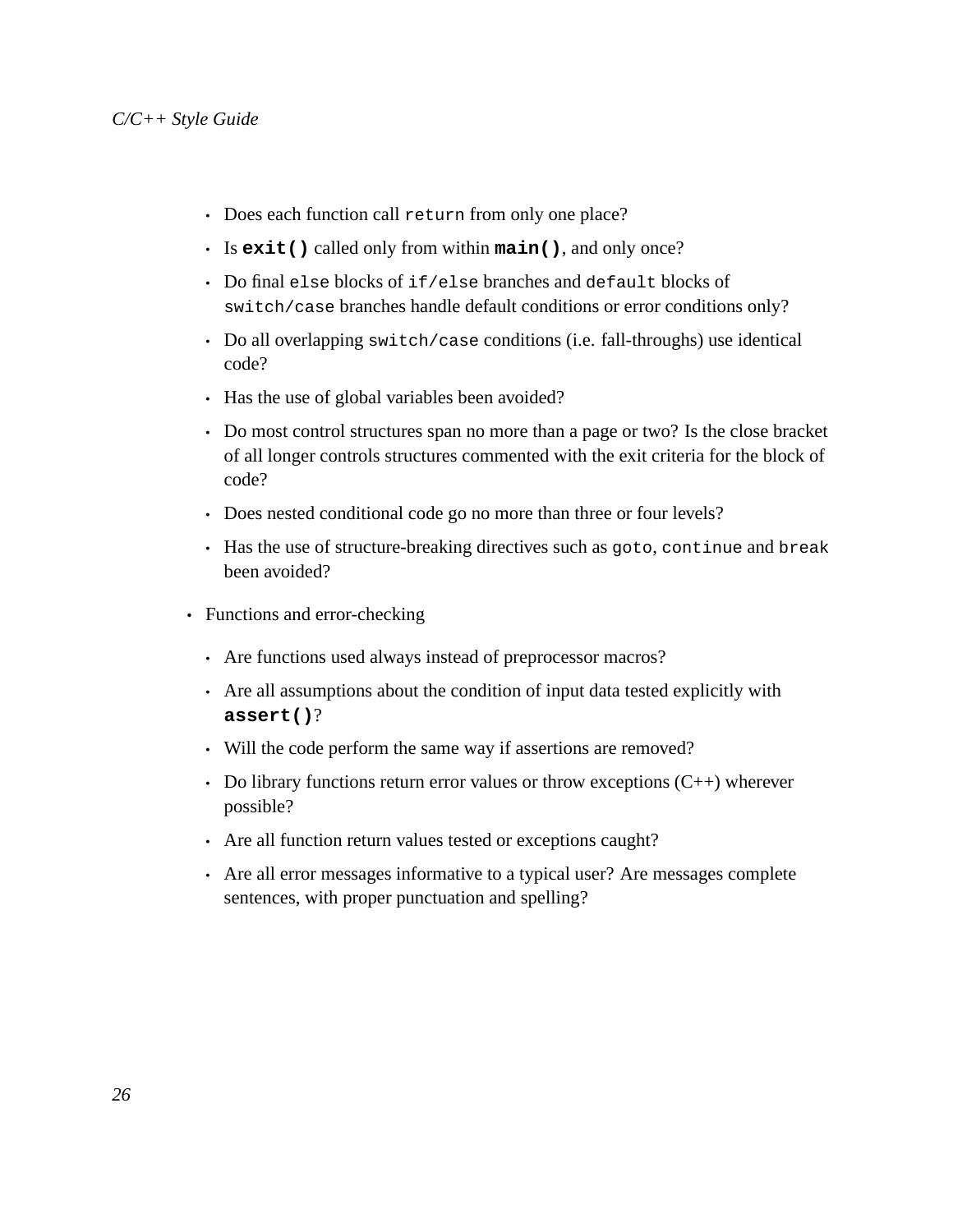- Does each function call `return` from only one place?
  - Is **`exit()`** called only from within **`main()`**, and only once?
  - Do final `else` blocks of `if/else` branches and `default` blocks of `switch/case` branches handle default conditions or error conditions only?
  - Do all overlapping `switch/case` conditions (i.e. fall-throughs) use identical code?
  - Has the use of global variables been avoided?
  - Do most control structures span no more than a page or two? Is the close bracket of all longer controls structures commented with the exit criteria for the block of code?
  - Does nested conditional code go no more than three or four levels?
  - Has the use of structure-breaking directives such as `goto`, `continue` and `break` been avoided?

- Functions and error-checking

  - Are functions used always instead of preprocessor macros?
  - Are all assumptions about the condition of input data tested explicitly with **`assert()`**?
  - Will the code perform the same way if assertions are removed?
  - Do library functions return error values or throw exceptions (C++) wherever possible?
  - Are all function return values tested or exceptions caught?
  - Are all error messages informative to a typical user? Are messages complete sentences, with proper punctuation and spelling?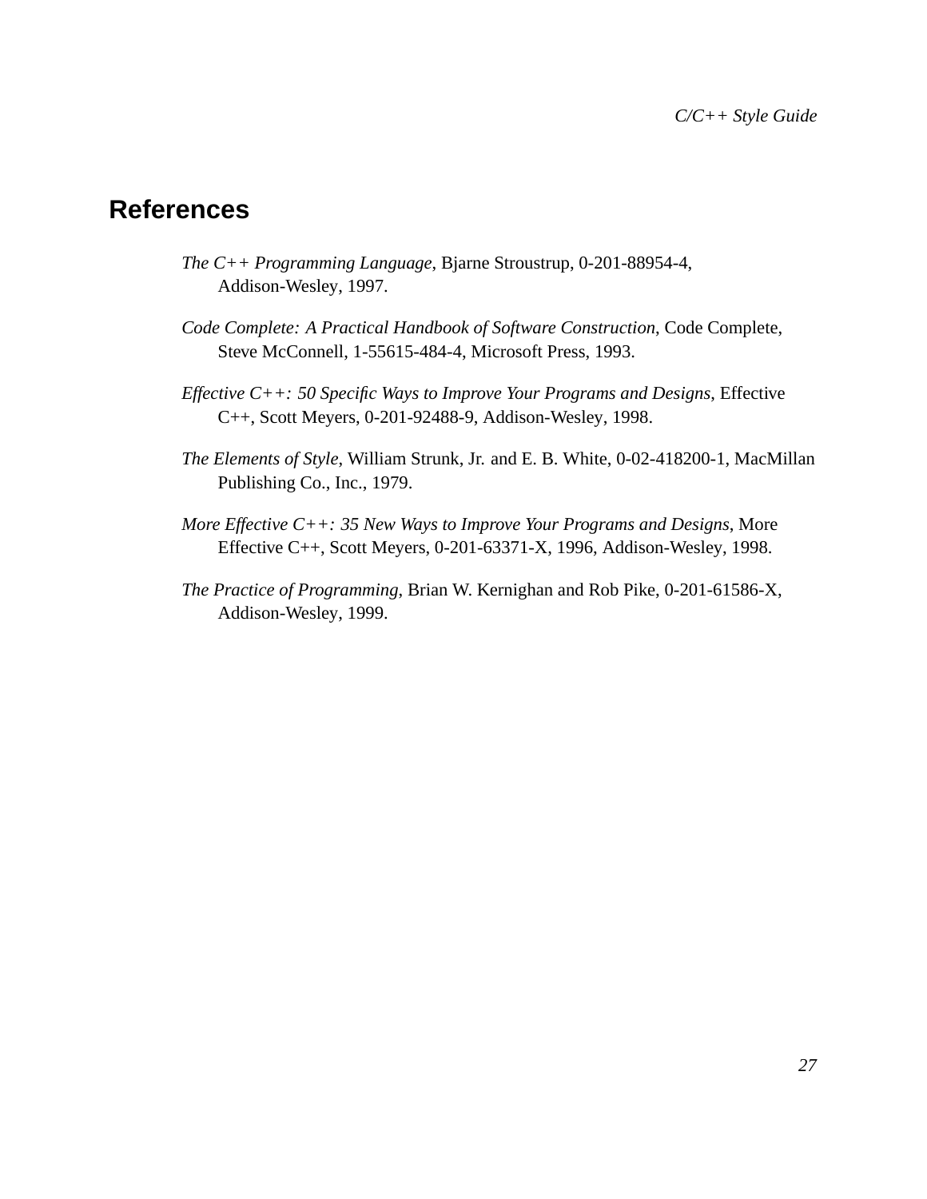# References

*The C++ Programming Language*, Bjarne Stroustrup, 0-201-88954-4, Addison-Wesley, 1997.

*Code Complete: A Practical Handbook of Software Construction*, Code Complete, Steve McConnell, 1-55615-484-4, Microsoft Press, 1993.

*Effective C++: 50 Specific Ways to Improve Your Programs and Designs*, Effective C++, Scott Meyers, 0-201-92488-9, Addison-Wesley, 1998.

*The Elements of Style*, William Strunk, Jr. and E. B. White, 0-02-418200-1, MacMillan Publishing Co., Inc., 1979.

*More Effective C++: 35 New Ways to Improve Your Programs and Designs*, More Effective C++, Scott Meyers, 0-201-63371-X, 1996, Addison-Wesley, 1998.

*The Practice of Programming*, Brian W. Kernighan and Rob Pike, 0-201-61586-X, Addison-Wesley, 1999.